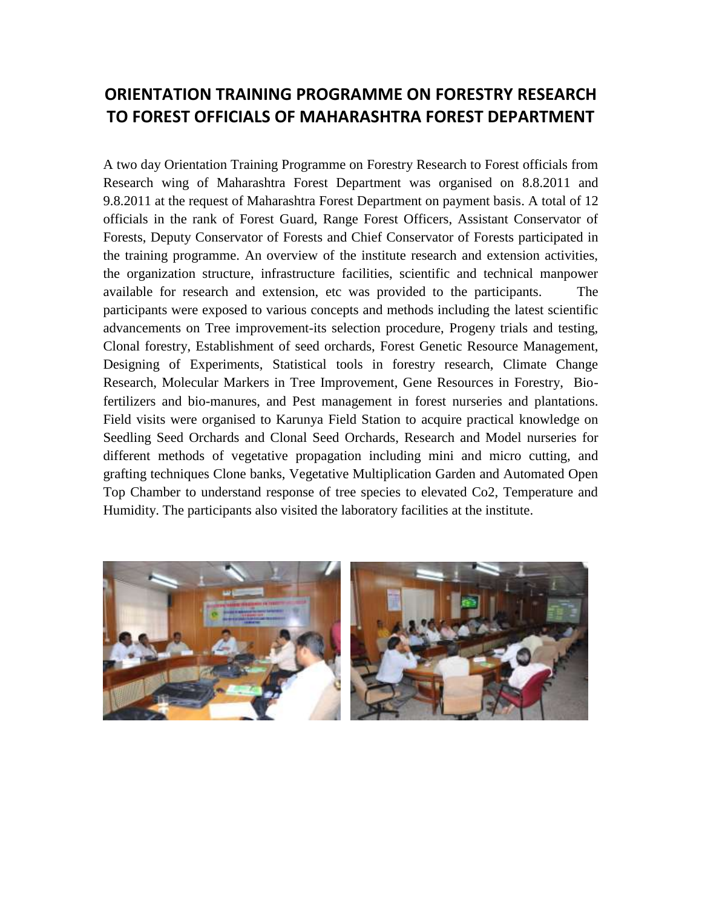# ORIENTATION TRAINING PROGRAMME ON FORESTRY RESEARCH TO FOREST OFFICIALS OF MAHARASHTRA FOREST DEPARTMENT

A two day Orientation Training Programme on Forestry Research to Forest officials from Research wing of Maharashtra Forest Department was organised on 8.8.2011 and 9.8.2011 at the request of Maharashtra Forest Department on payment basis. A total of 12 officials in the rank of Forest Guard, Range Forest Officers, Assistant Conservator of Forests, Deputy Conservator of Forests and Chief Conservator of Forests participated in the training programme. An overview of the institute research and extension activities, the organization structure, infrastructure facilities, scientific and technical manpower available for research and extension, etc was provided to the participants. The participants were exposed to various concepts and methods including the latest scientific advancements on Tree improvement-its selection procedure, Progeny trials and testing, Clonal forestry, Establishment of seed orchards, Forest Genetic Resource Management, Designing of Experiments, Statistical tools in forestry research, Climate Change Research, Molecular Markers in Tree Improvement, Gene Resources in Forestry, Bio-fertilizers and bio-manures, and Pest management in forest nurseries and plantations. Field visits were organised to Karunya Field Station to acquire practical knowledge on Seedling Seed Orchards and Clonal Seed Orchards, Research and Model nurseries for different methods of vegetative propagation including mini and micro cutting, and grafting techniques Clone banks, Vegetative Multiplication Garden and Automated Open Top Chamber to understand response of tree species to elevated $CO_2$, Temperature and Humidity. The participants also visited the laboratory facilities at the institute.